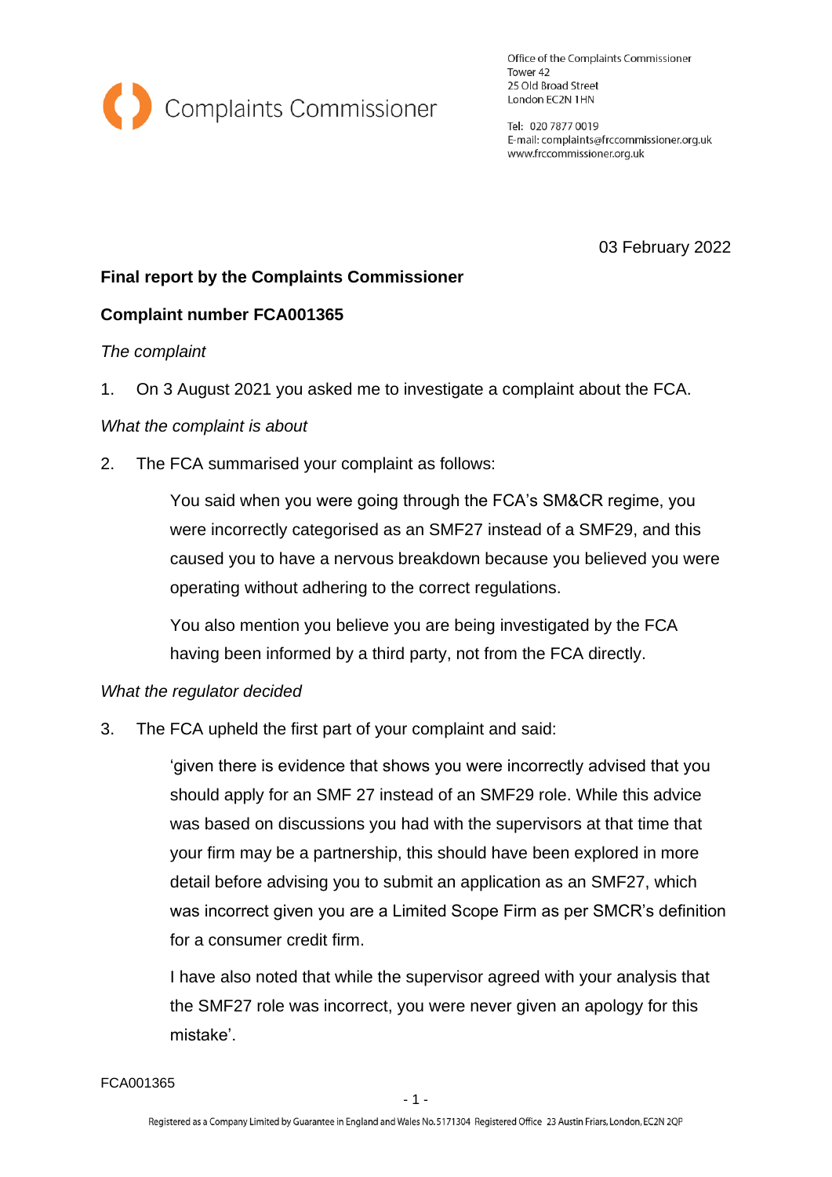Complaints Commissioner

Office of the Complaints Commissioner
Tower 42
25 Old Broad Street
London EC2N 1HN

Tel: 020 7877 0019
E-mail: complaints@frccommissioner.org.uk
www.frccommissioner.org.uk

03 February 2022

**Final report by the Complaints Commissioner**

**Complaint number FCA001365**

*The complaint*

1. On 3 August 2021 you asked me to investigate a complaint about the FCA.

*What the complaint is about*

2. The FCA summarised your complaint as follows:

   You said when you were going through the FCA's SM&CR regime, you were incorrectly categorised as an SMF27 instead of a SMF29, and this caused you to have a nervous breakdown because you believed you were operating without adhering to the correct regulations.

   You also mention you believe you are being investigated by the FCA having been informed by a third party, not from the FCA directly.

*What the regulator decided*

3. The FCA upheld the first part of your complaint and said:

   'given there is evidence that shows you were incorrectly advised that you should apply for an SMF 27 instead of an SMF29 role. While this advice was based on discussions you had with the supervisors at that time that your firm may be a partnership, this should have been explored in more detail before advising you to submit an application as an SMF27, which was incorrect given you are a Limited Scope Firm as per SMCR's definition for a consumer credit firm.

   I have also noted that while the supervisor agreed with your analysis that the SMF27 role was incorrect, you were never given an apology for this mistake'.

Registered as a Company Limited by Guarantee in England and Wales No. 5171304 Registered Office 23 Austin Friars, London, EC2N 2QP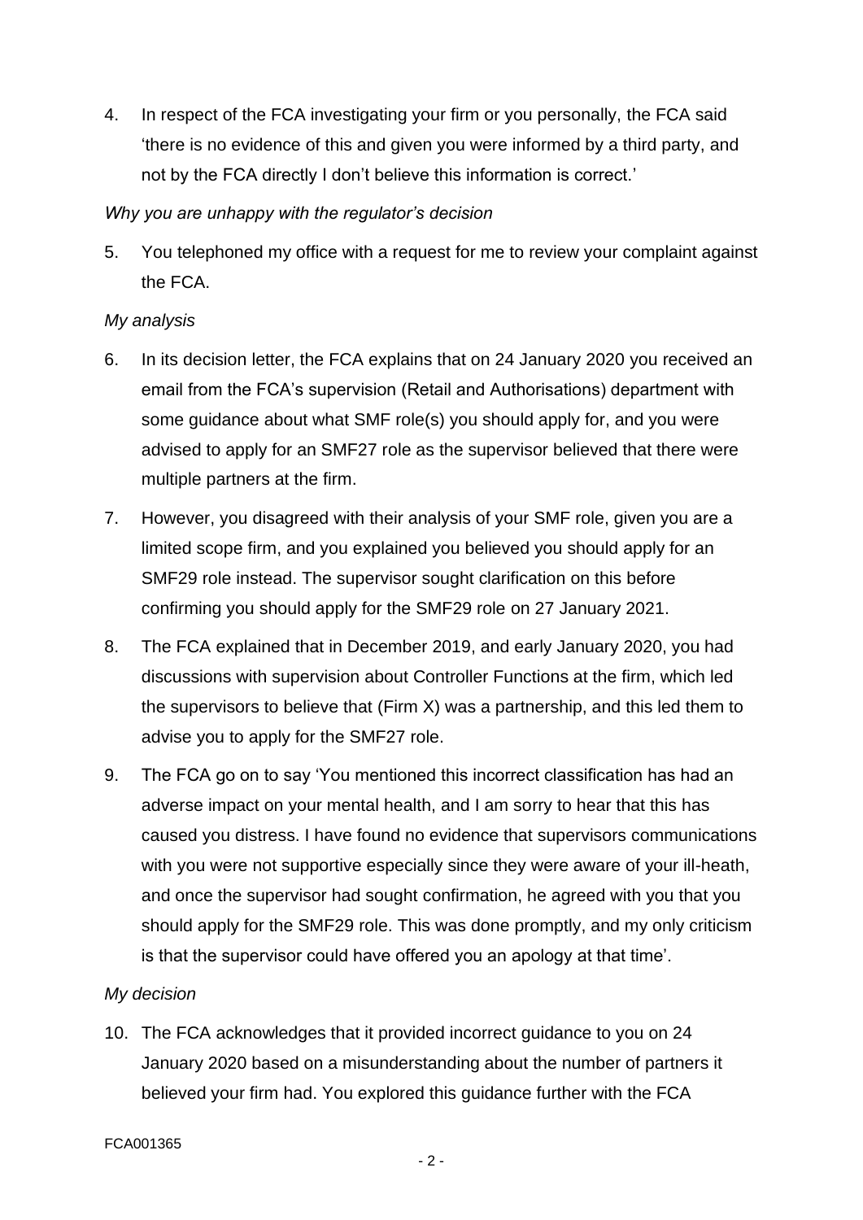4. In respect of the FCA investigating your firm or you personally, the FCA said 'there is no evidence of this and given you were informed by a third party, and not by the FCA directly I don't believe this information is correct.'

*Why you are unhappy with the regulator's decision*

5. You telephoned my office with a request for me to review your complaint against the FCA.

*My analysis*

6. In its decision letter, the FCA explains that on 24 January 2020 you received an email from the FCA's supervision (Retail and Authorisations) department with some guidance about what SMF role(s) you should apply for, and you were advised to apply for an SMF27 role as the supervisor believed that there were multiple partners at the firm.

7. However, you disagreed with their analysis of your SMF role, given you are a limited scope firm, and you explained you believed you should apply for an SMF29 role instead. The supervisor sought clarification on this before confirming you should apply for the SMF29 role on 27 January 2021.

8. The FCA explained that in December 2019, and early January 2020, you had discussions with supervision about Controller Functions at the firm, which led the supervisors to believe that (Firm X) was a partnership, and this led them to advise you to apply for the SMF27 role.

9. The FCA go on to say 'You mentioned this incorrect classification has had an adverse impact on your mental health, and I am sorry to hear that this has caused you distress. I have found no evidence that supervisors communications with you were not supportive especially since they were aware of your ill-heath, and once the supervisor had sought confirmation, he agreed with you that you should apply for the SMF29 role. This was done promptly, and my only criticism is that the supervisor could have offered you an apology at that time'.

*My decision*

10. The FCA acknowledges that it provided incorrect guidance to you on 24 January 2020 based on a misunderstanding about the number of partners it believed your firm had. You explored this guidance further with the FCA

FCA001365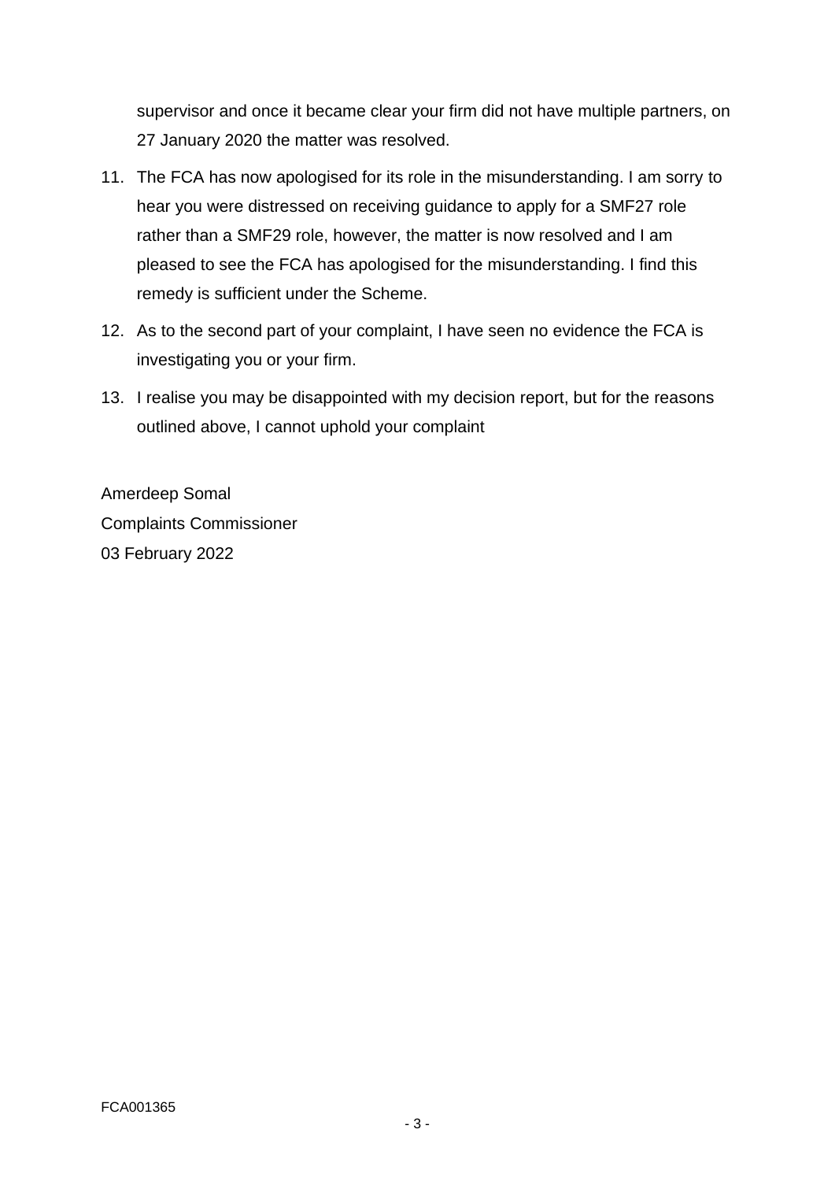supervisor and once it became clear your firm did not have multiple partners, on 27 January 2020 the matter was resolved.

11. The FCA has now apologised for its role in the misunderstanding. I am sorry to hear you were distressed on receiving guidance to apply for a SMF27 role rather than a SMF29 role, however, the matter is now resolved and I am pleased to see the FCA has apologised for the misunderstanding. I find this remedy is sufficient under the Scheme.
12. As to the second part of your complaint, I have seen no evidence the FCA is investigating you or your firm.
13. I realise you may be disappointed with my decision report, but for the reasons outlined above, I cannot uphold your complaint

Amerdeep Somal
Complaints Commissioner
03 February 2022

FCA001365